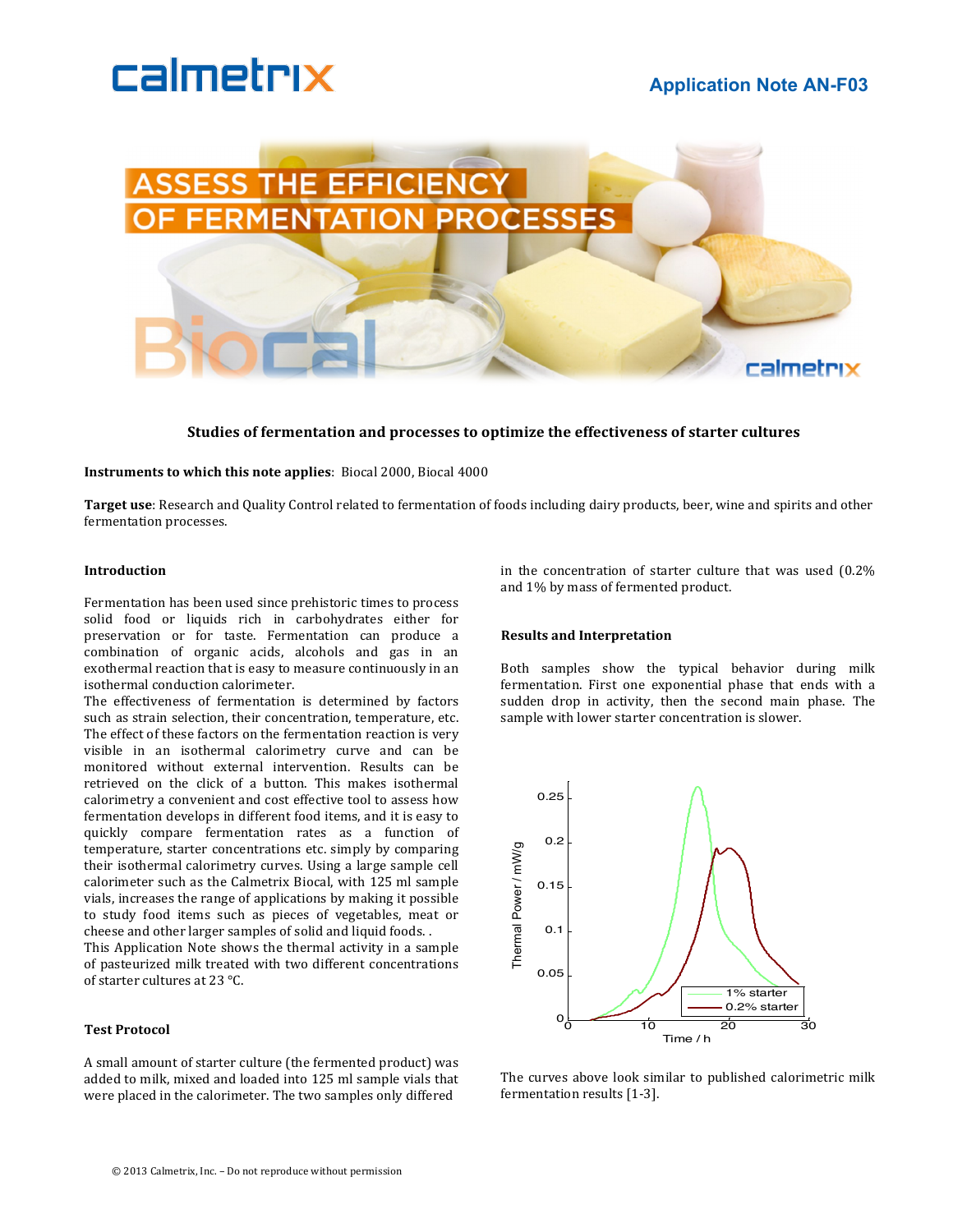# Application Note AN-F03

# ASSESS THE EFFICIENCY OF FERMENTATION PROCESSES

**Studies of fermentation and processes to optimize the effectiveness of starter cultures**

**Instruments to which this note applies**: Biocal 2000, Biocal 4000

**Target use**: Research and Quality Control related to fermentation of foods including dairy products, beer, wine and spirits and other fermentation processes.

### Introduction

Fermentation has been used since prehistoric times to process solid food or liquids rich in carbohydrates either for preservation or for taste. Fermentation can produce a combination of organic acids, alcohols and gas in an exothermal reaction that is easy to measure continuously in an isothermal conduction calorimeter.

The effectiveness of fermentation is determined by factors such as strain selection, their concentration, temperature, etc. The effect of these factors on the fermentation reaction is very visible in an isothermal calorimetry curve and can be monitored without external intervention. Results can be retrieved on the click of a button. This makes isothermal calorimetry a convenient and cost effective tool to assess how fermentation develops in different food items, and it is easy to quickly compare fermentation rates as a function of temperature, starter concentrations etc. simply by comparing their isothermal calorimetry curves. Using a large sample cell calorimeter such as the Calmetrix Biocal, with 125 ml sample vials, increases the range of applications by making it possible to study food items such as pieces of vegetables, meat or cheese and other larger samples of solid and liquid foods. .

This Application Note shows the thermal activity in a sample of pasteurized milk treated with two different concentrations of starter cultures at 23 °C.

### Test Protocol

A small amount of starter culture (the fermented product) was added to milk, mixed and loaded into 125 ml sample vials that were placed in the calorimeter. The two samples only differed in the concentration of starter culture that was used (0.2% and 1% by mass of fermented product.

### Results and Interpretation

Both samples show the typical behavior during milk fermentation. First one exponential phase that ends with a sudden drop in activity, then the second main phase. The sample with lower starter concentration is slower.

The curves above look similar to published calorimetric milk fermentation results [1-3].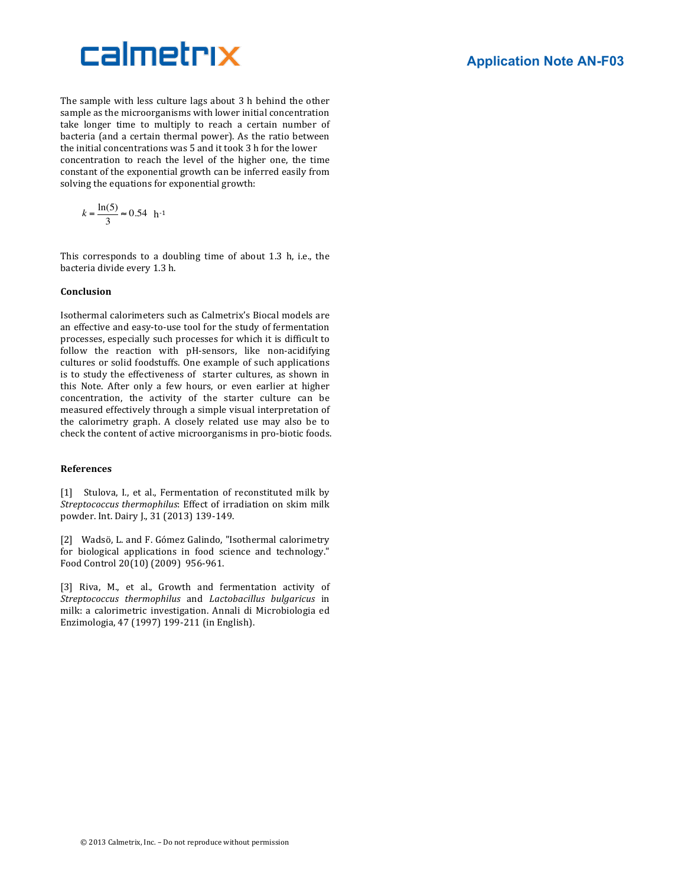The sample with less culture lags about 3 h behind the other sample as the microorganisms with lower initial concentration take longer time to multiply to reach a certain number of bacteria (and a certain thermal power). As the ratio between the initial concentrations was 5 and it took 3 h for the lower concentration to reach the level of the higher one, the time constant of the exponential growth can be inferred easily from solving the equations for exponential growth:

$$k = \frac{\ln(5)}{3} \approx 0.54 \ \text{h}^{-1}$$

This corresponds to a doubling time of about 1.3 h, i.e., the bacteria divide every 1.3 h.

**Conclusion**

Isothermal calorimeters such as Calmetrix's Biocal models are an effective and easy-to-use tool for the study of fermentation processes, especially such processes for which it is difficult to follow the reaction with pH-sensors, like non-acidifying cultures or solid foodstuffs. One example of such applications is to study the effectiveness of starter cultures, as shown in this Note. After only a few hours, or even earlier at higher concentration, the activity of the starter culture can be measured effectively through a simple visual interpretation of the calorimetry graph. A closely related use may also be to check the content of active microorganisms in pro-biotic foods.

**References**

[1] Stulova, I., et al., Fermentation of reconstituted milk by *Streptococcus thermophilus*: Effect of irradiation on skim milk powder. Int. Dairy J., 31 (2013) 139-149.

[2] Wadsö, L. and F. Gómez Galindo, "Isothermal calorimetry for biological applications in food science and technology." Food Control 20(10) (2009) 956-961.

[3] Riva, M., et al., Growth and fermentation activity of *Streptococcus thermophilus* and *Lactobacillus bulgaricus* in milk: a calorimetric investigation. Annali di Microbiologia ed Enzimologia, 47 (1997) 199-211 (in English).